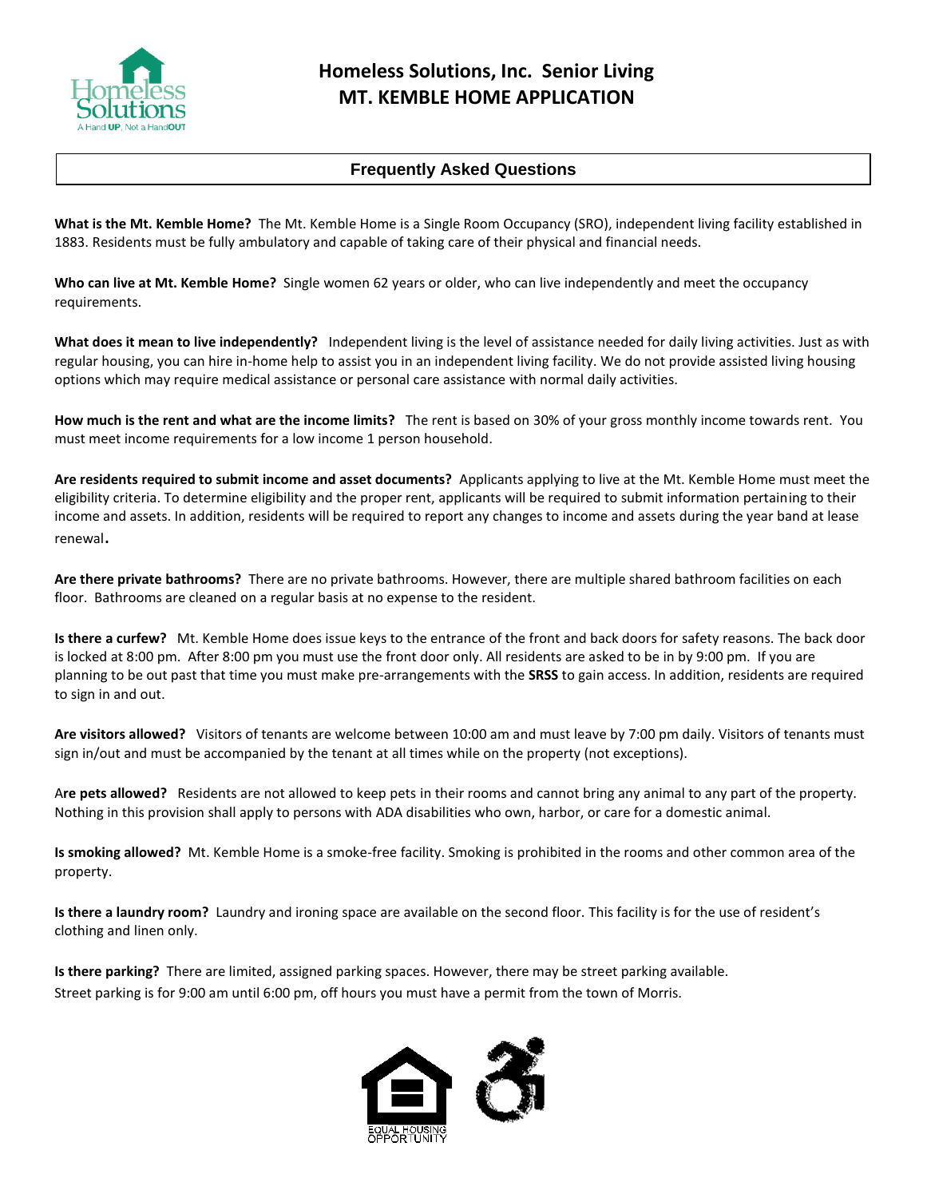# Homeless Solutions, Inc. Senior Living
# MT. KEMBLE HOME APPLICATION

## Frequently Asked Questions

**What is the Mt. Kemble Home?** The Mt. Kemble Home is a Single Room Occupancy (SRO), independent living facility established in 1883. Residents must be fully ambulatory and capable of taking care of their physical and financial needs.

**Who can live at Mt. Kemble Home?** Single women 62 years or older, who can live independently and meet the occupancy requirements.

**What does it mean to live independently?** Independent living is the level of assistance needed for daily living activities. Just as with regular housing, you can hire in-home help to assist you in an independent living facility. We do not provide assisted living housing options which may require medical assistance or personal care assistance with normal daily activities.

**How much is the rent and what are the income limits?** The rent is based on 30% of your gross monthly income towards rent. You must meet income requirements for a low income 1 person household.

**Are residents required to submit income and asset documents?** Applicants applying to live at the Mt. Kemble Home must meet the eligibility criteria. To determine eligibility and the proper rent, applicants will be required to submit information pertaining to their income and assets. In addition, residents will be required to report any changes to income and assets during the year band at lease renewal.

**Are there private bathrooms?** There are no private bathrooms. However, there are multiple shared bathroom facilities on each floor. Bathrooms are cleaned on a regular basis at no expense to the resident.

**Is there a curfew?** Mt. Kemble Home does issue keys to the entrance of the front and back doors for safety reasons. The back door is locked at 8:00 pm. After 8:00 pm you must use the front door only. All residents are asked to be in by 9:00 pm. If you are planning to be out past that time you must make pre-arrangements with the **SRSS** to gain access. In addition, residents are required to sign in and out.

**Are visitors allowed?** Visitors of tenants are welcome between 10:00 am and must leave by 7:00 pm daily. Visitors of tenants must sign in/out and must be accompanied by the tenant at all times while on the property (not exceptions).

**Are pets allowed?** Residents are not allowed to keep pets in their rooms and cannot bring any animal to any part of the property. Nothing in this provision shall apply to persons with ADA disabilities who own, harbor, or care for a domestic animal.

**Is smoking allowed?** Mt. Kemble Home is a smoke-free facility. Smoking is prohibited in the rooms and other common area of the property.

**Is there a laundry room?** Laundry and ironing space are available on the second floor. This facility is for the use of resident's clothing and linen only.

**Is there parking?** There are limited, assigned parking spaces. However, there may be street parking available.
Street parking is for 9:00 am until 6:00 pm, off hours you must have a permit from the town of Morris.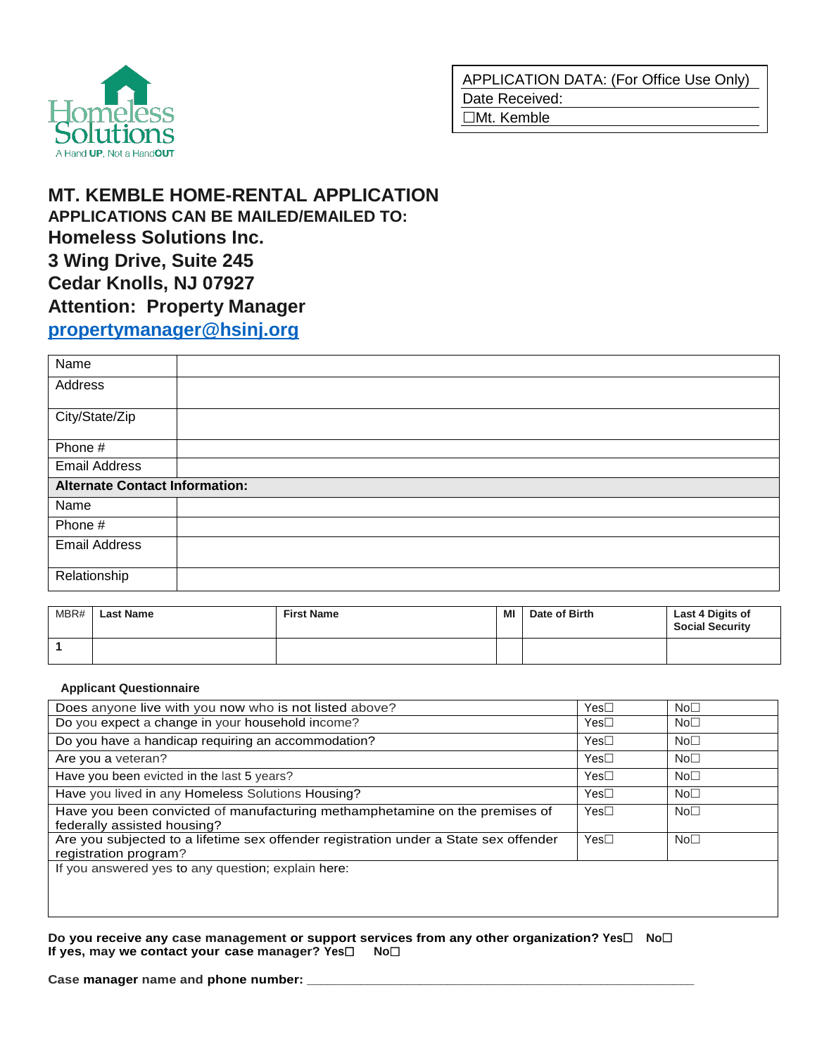| APPLICATION DATA: (For Office Use Only) |
|---|
| Date Received: |
| ☐Mt. Kemble |

# MT. KEMBLE HOME-RENTAL APPLICATION

### APPLICATIONS CAN BE MAILED/EMAILED TO:

## Homeless Solutions Inc.
## 3 Wing Drive, Suite 245
## Cedar Knolls, NJ 07927
## Attention: Property Manager
## propertymanager@hsinj.org

| | |
|---|---|
| Name | |
| Address | |
| City/State/Zip | |
| Phone # | |
| Email Address | |
| **Alternate Contact Information:** | |
| Name | |
| Phone # | |
| Email Address | |
| Relationship | |

| MBR# | Last Name | First Name | MI | Date of Birth | Last 4 Digits of Social Security |
|---|---|---|---|---|---|
| **1** | | | | | |

**Applicant Questionnaire**

| | | |
|---|---|---|
| Does anyone live with you now who is not listed above? | Yes☐ | No☐ |
| Do you expect a change in your household income? | Yes☐ | No☐ |
| Do you have a handicap requiring an accommodation? | Yes☐ | No☐ |
| Are you a veteran? | Yes☐ | No☐ |
| Have you been evicted in the last 5 years? | Yes☐ | No☐ |
| Have you lived in any Homeless Solutions Housing? | Yes☐ | No☐ |
| Have you been convicted of manufacturing methamphetamine on the premises of federally assisted housing? | Yes☐ | No☐ |
| Are you subjected to a lifetime sex offender registration under a State sex offender registration program? | Yes☐ | No☐ |
| If you answered yes to any question; explain here: | | |

**Do you receive any case management or support services from any other organization? Yes☐ No☐**
**If yes, may we contact your case manager? Yes☐ No☐**

**Case manager name and phone number:** _______________________________________________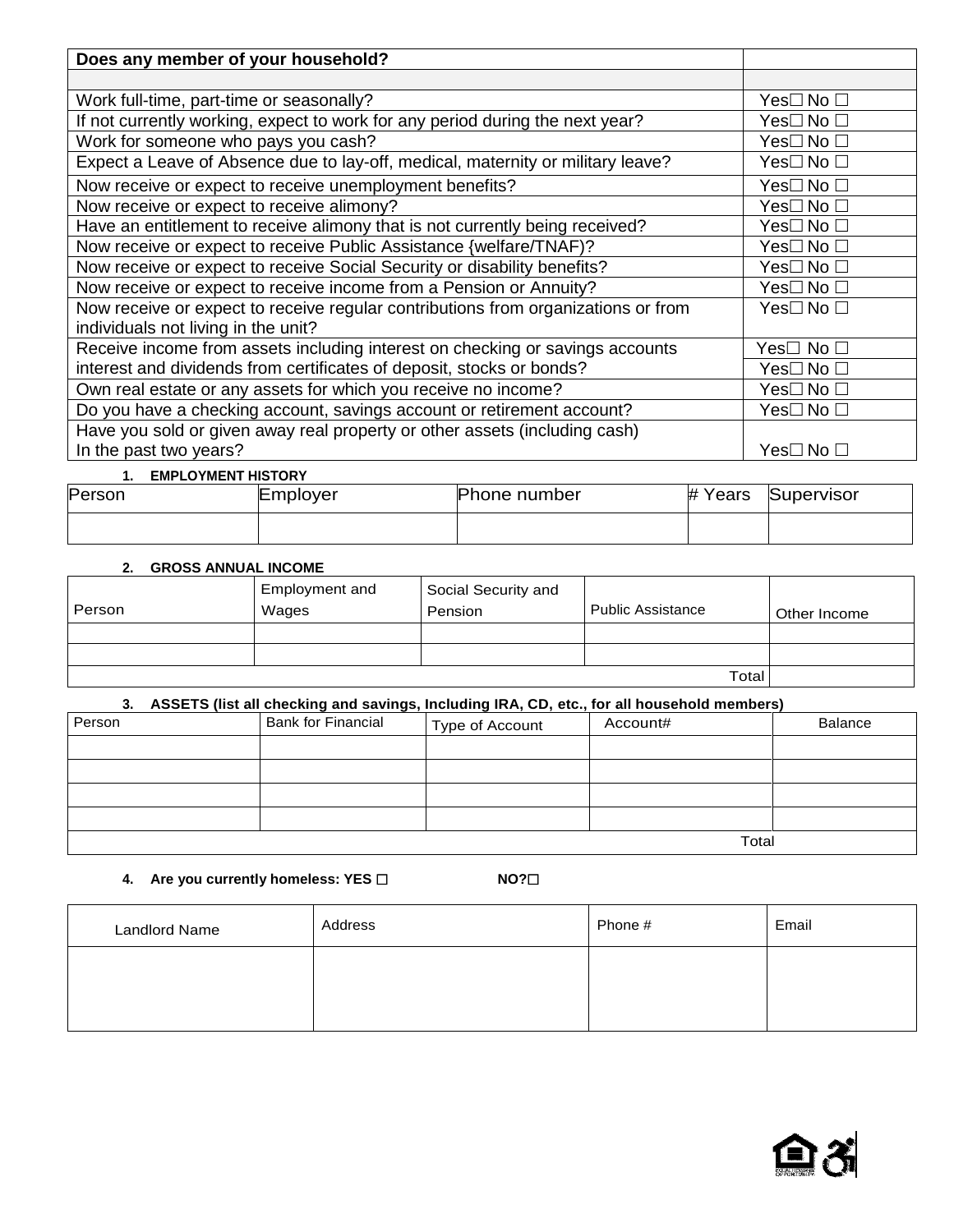| Does any member of your household? | |
|---|---|
| | |
| Work full-time, part-time or seasonally? | Yes☐ No ☐ |
| If not currently working, expect to work for any period during the next year? | Yes☐ No ☐ |
| Work for someone who pays you cash? | Yes☐ No ☐ |
| Expect a Leave of Absence due to lay-off, medical, maternity or military leave? | Yes☐ No ☐ |
| Now receive or expect to receive unemployment benefits? | Yes☐ No ☐ |
| Now receive or expect to receive alimony? | Yes☐ No ☐ |
| Have an entitlement to receive alimony that is not currently being received? | Yes☐ No ☐ |
| Now receive or expect to receive Public Assistance {welfare/TNAF)? | Yes☐ No ☐ |
| Now receive or expect to receive Social Security or disability benefits? | Yes☐ No ☐ |
| Now receive or expect to receive income from a Pension or Annuity? | Yes☐ No ☐ |
| Now receive or expect to receive regular contributions from organizations or from individuals not living in the unit? | Yes☐ No ☐ |
| Receive income from assets including interest on checking or savings accounts interest and dividends from certificates of deposit, stocks or bonds? | Yes☐ No ☐<br>Yes☐ No ☐ |
| Own real estate or any assets for which you receive no income? | Yes☐ No ☐ |
| Do you have a checking account, savings account or retirement account? | Yes☐ No ☐ |
| Have you sold or given away real property or other assets (including cash) In the past two years? | Yes☐ No ☐ |

1. **EMPLOYMENT HISTORY**

| Person | Employer | Phone number | # Years | Supervisor |
|---|---|---|---|---|
| | | | | |

2. **GROSS ANNUAL INCOME**

| Person | Employment and Wages | Social Security and Pension | Public Assistance | Other Income |
|---|---|---|---|---|
| | | | | |
| | | | | |
| | | | Total | |

3. **ASSETS (list all checking and savings, Including IRA, CD, etc., for all household members)**

| Person | Bank for Financial | Type of Account | Account# | Balance |
|---|---|---|---|---|
| | | | | |
| | | | | |
| | | | | |
| | | | | |
| | | | Total | |

4. **Are you currently homeless: YES ☐ NO?☐**

| Landlord Name | Address | Phone # | Email |
|---|---|---|---|
| | | | |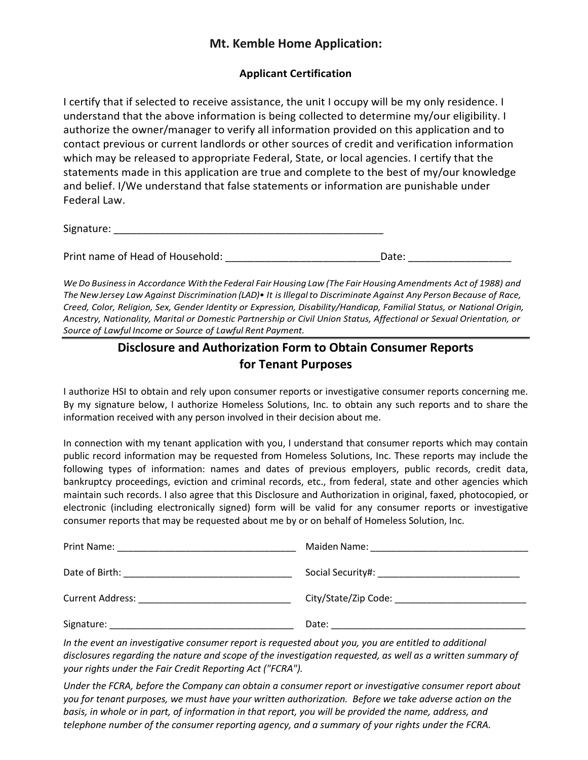## Mt. Kemble Home Application:

### Applicant Certification

I certify that if selected to receive assistance, the unit I occupy will be my only residence. I understand that the above information is being collected to determine my/our eligibility. I authorize the owner/manager to verify all information provided on this application and to contact previous or current landlords or other sources of credit and verification information which may be released to appropriate Federal, State, or local agencies. I certify that the statements made in this application are true and complete to the best of my/our knowledge and belief. I/We understand that false statements or information are punishable under Federal Law.

Signature: ________________________________________________

Print name of Head of Household: ___________________________Date: _________________

*We Do Business in Accordance With the Federal Fair Housing Law (The Fair Housing Amendments Act of 1988) and The New Jersey Law Against Discrimination (LAD)• It is Illegal to Discriminate Against Any Person Because of Race, Creed, Color, Religion, Sex, Gender Identity or Expression, Disability/Handicap, Familial Status, or National Origin, Ancestry, Nationality, Marital or Domestic Partnership or Civil Union Status, Affectional or Sexual Orientation, or Source of Lawful Income or Source of Lawful Rent Payment.*

---

## Disclosure and Authorization Form to Obtain Consumer Reports for Tenant Purposes

I authorize HSI to obtain and rely upon consumer reports or investigative consumer reports concerning me. By my signature below, I authorize Homeless Solutions, Inc. to obtain any such reports and to share the information received with any person involved in their decision about me.

In connection with my tenant application with you, I understand that consumer reports which may contain public record information may be requested from Homeless Solutions, Inc. These reports may include the following types of information: names and dates of previous employers, public records, credit data, bankruptcy proceedings, eviction and criminal records, etc., from federal, state and other agencies which maintain such records. I also agree that this Disclosure and Authorization in original, faxed, photocopied, or electronic (including electronically signed) form will be valid for any consumer reports or investigative consumer reports that may be requested about me by or on behalf of Homeless Solution, Inc.

Print Name: __________________________________ Maiden Name: ______________________________

Date of Birth: ________________________________ Social Security#: ___________________________

Current Address: _____________________________ City/State/Zip Code: _________________________

Signature: ___________________________________ Date: _____________________________________

*In the event an investigative consumer report is requested about you, you are entitled to additional disclosures regarding the nature and scope of the investigation requested, as well as a written summary of your rights under the Fair Credit Reporting Act ("FCRA").*

*Under the FCRA, before the Company can obtain a consumer report or investigative consumer report about you for tenant purposes, we must have your written authorization. Before we take adverse action on the basis, in whole or in part, of information in that report, you will be provided the name, address, and telephone number of the consumer reporting agency, and a summary of your rights under the FCRA.*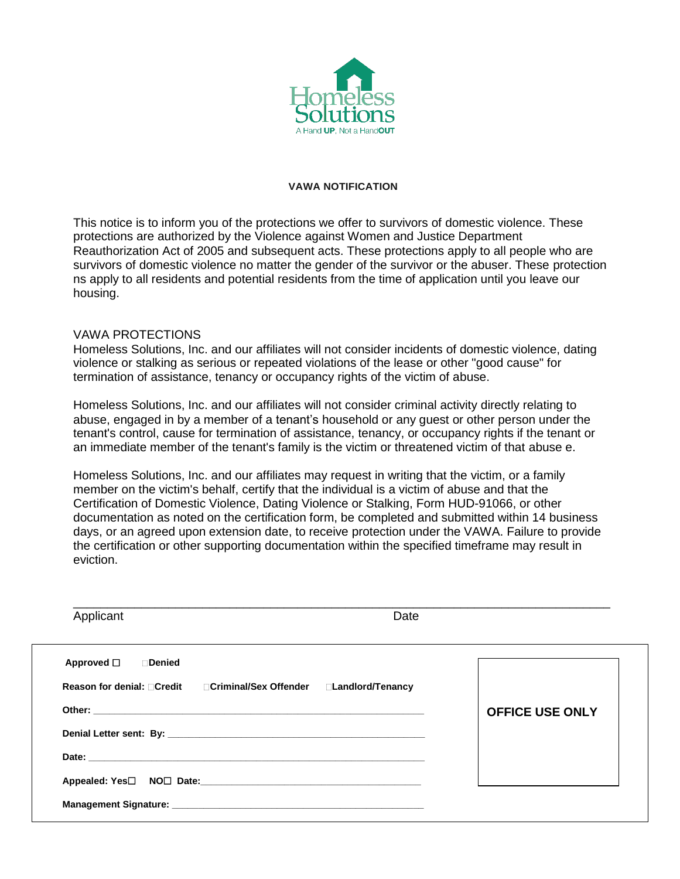Homeless Solutions

A Hand UP, Not a HandOUT

**VAWA NOTIFICATION**

This notice is to inform you of the protections we offer to survivors of domestic violence. These protections are authorized by the Violence against Women and Justice Department Reauthorization Act of 2005 and subsequent acts. These protections apply to all people who are survivors of domestic violence no matter the gender of the survivor or the abuser. These protection ns apply to all residents and potential residents from the time of application until you leave our housing.

VAWA PROTECTIONS

Homeless Solutions, Inc. and our affiliates will not consider incidents of domestic violence, dating violence or stalking as serious or repeated violations of the lease or other "good cause" for termination of assistance, tenancy or occupancy rights of the victim of abuse.

Homeless Solutions, Inc. and our affiliates will not consider criminal activity directly relating to abuse, engaged in by a member of a tenant's household or any guest or other person under the tenant's control, cause for termination of assistance, tenancy, or occupancy rights if the tenant or an immediate member of the tenant's family is the victim or threatened victim of that abuse e.

Homeless Solutions, Inc. and our affiliates may request in writing that the victim, or a family member on the victim's behalf, certify that the individual is a victim of abuse and that the Certification of Domestic Violence, Dating Violence or Stalking, Form HUD-91066, or other documentation as noted on the certification form, be completed and submitted within 14 business days, or an agreed upon extension date, to receive protection under the VAWA. Failure to provide the certification or other supporting documentation within the specified timeframe may result in eviction.

___________________________________________________________________________

Applicant Date

**Approved ☐ ☐Denied**

**Reason for denial: ☐Credit ☐Criminal/Sex Offender ☐Landlord/Tenancy**

**Other:** ________________________________________________

**Denial Letter sent: By:** ________________________________________

**Date:** ________________________________________________

**Appealed: Yes☐ NO☐ Date:** ________________________________

**Management Signature:** ____________________________________

**OFFICE USE ONLY**